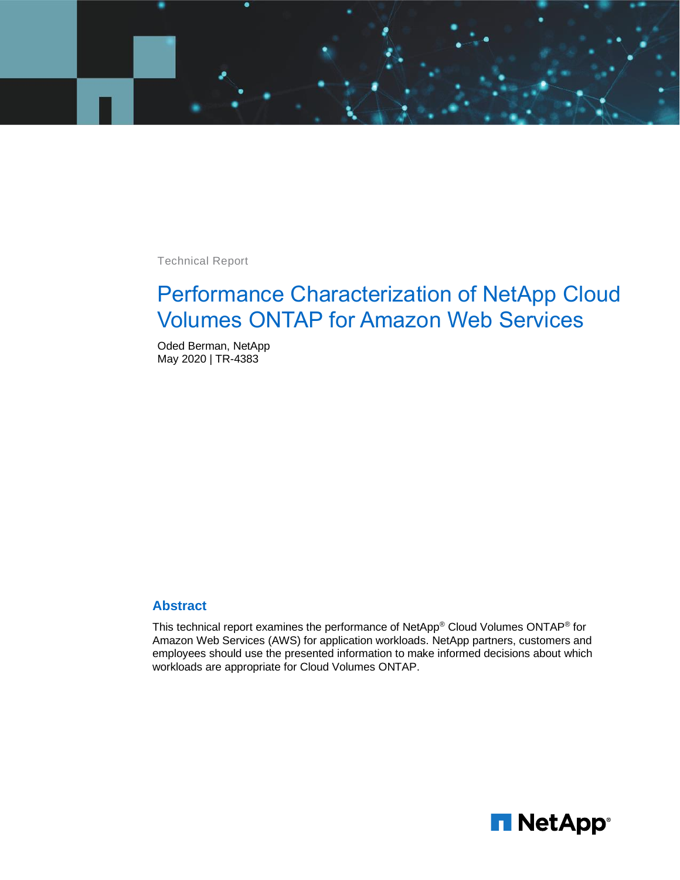Technical Report

# Performance Characterization of NetApp Cloud Volumes ONTAP for Amazon Web Services

Oded Berman, NetApp
May 2020 | TR-4383

## Abstract

This technical report examines the performance of NetApp® Cloud Volumes ONTAP® for Amazon Web Services (AWS) for application workloads. NetApp partners, customers and employees should use the presented information to make informed decisions about which workloads are appropriate for Cloud Volumes ONTAP.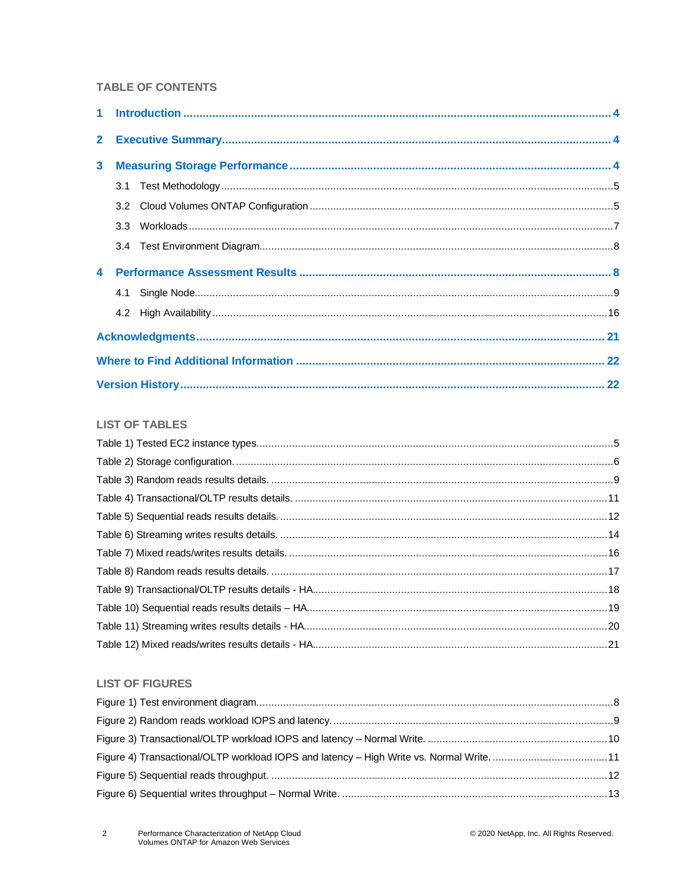## TABLE OF CONTENTS

**1 Introduction** ..... 4

**2 Executive Summary** ..... 4

**3 Measuring Storage Performance** ..... 4

- 3.1 Test Methodology ..... 5
- 3.2 Cloud Volumes ONTAP Configuration ..... 5
- 3.3 Workloads ..... 7
- 3.4 Test Environment Diagram ..... 8

**4 Performance Assessment Results** ..... 8

- 4.1 Single Node ..... 9
- 4.2 High Availability ..... 16

**Acknowledgments** ..... 21

**Where to Find Additional Information** ..... 22

**Version History** ..... 22

## LIST OF TABLES

Table 1) Tested EC2 instance types. ..... 5
Table 2) Storage configuration. ..... 6
Table 3) Random reads results details. ..... 9
Table 4) Transactional/OLTP results details. ..... 11
Table 5) Sequential reads results details. ..... 12
Table 6) Streaming writes results details. ..... 14
Table 7) Mixed reads/writes results details. ..... 16
Table 8) Random reads results details. ..... 17
Table 9) Transactional/OLTP results details - HA. ..... 18
Table 10) Sequential reads results details – HA. ..... 19
Table 11) Streaming writes results details - HA. ..... 20
Table 12) Mixed reads/writes results details - HA. ..... 21

## LIST OF FIGURES

Figure 1) Test environment diagram. ..... 8
Figure 2) Random reads workload IOPS and latency. ..... 9
Figure 3) Transactional/OLTP workload IOPS and latency – Normal Write. ..... 10
Figure 4) Transactional/OLTP workload IOPS and latency – High Write vs. Normal Write. ..... 11
Figure 5) Sequential reads throughput. ..... 12
Figure 6) Sequential writes throughput – Normal Write. ..... 13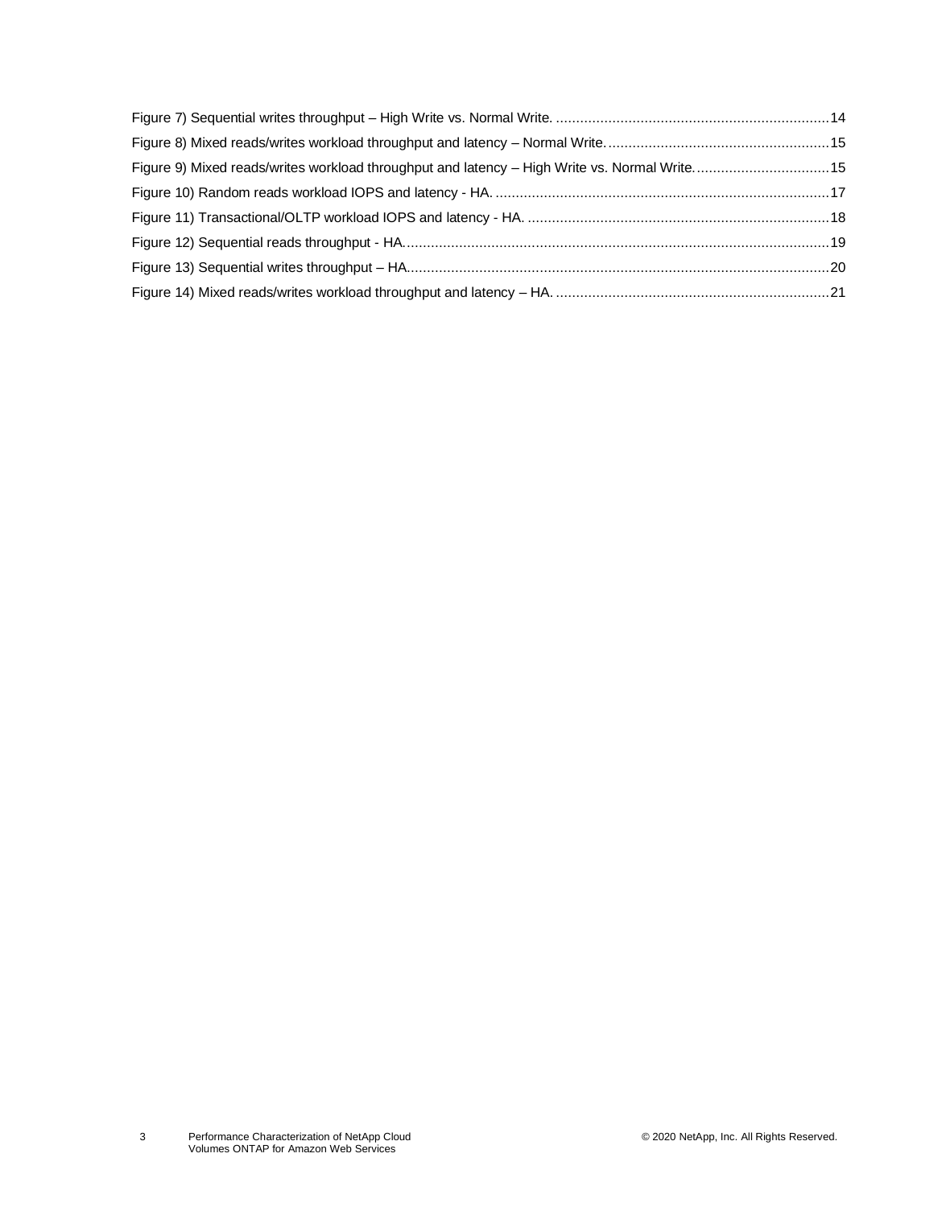Figure 7) Sequential writes throughput – High Write vs. Normal Write. ....................................................................14

Figure 8) Mixed reads/writes workload throughput and latency – Normal Write. ......................................................15

Figure 9) Mixed reads/writes workload throughput and latency – High Write vs. Normal Write. ................................15

Figure 10) Random reads workload IOPS and latency - HA. ..................................................................................17

Figure 11) Transactional/OLTP workload IOPS and latency - HA. ..........................................................................18

Figure 12) Sequential reads throughput - HA. .........................................................................................................19

Figure 13) Sequential writes throughput – HA. ........................................................................................................20

Figure 14) Mixed reads/writes workload throughput and latency – HA. ...................................................................21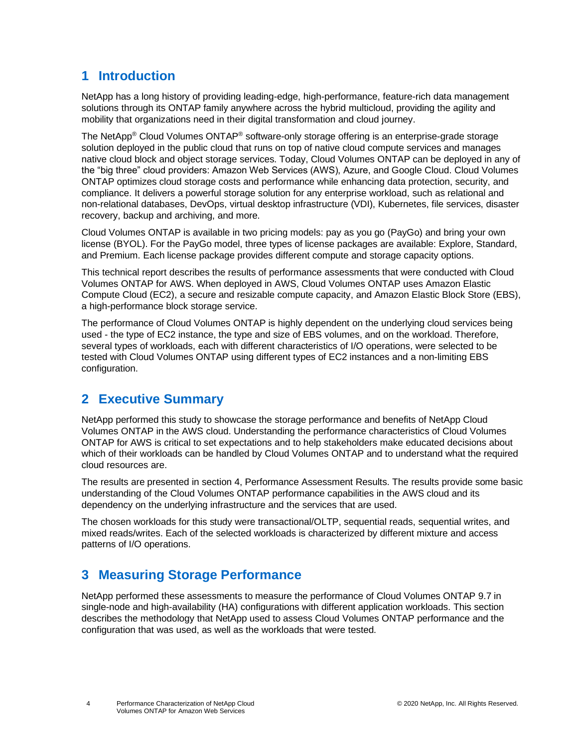# 1 Introduction

NetApp has a long history of providing leading-edge, high-performance, feature-rich data management solutions through its ONTAP family anywhere across the hybrid multicloud, providing the agility and mobility that organizations need in their digital transformation and cloud journey.

The NetApp® Cloud Volumes ONTAP® software-only storage offering is an enterprise-grade storage solution deployed in the public cloud that runs on top of native cloud compute services and manages native cloud block and object storage services. Today, Cloud Volumes ONTAP can be deployed in any of the "big three" cloud providers: Amazon Web Services (AWS), Azure, and Google Cloud. Cloud Volumes ONTAP optimizes cloud storage costs and performance while enhancing data protection, security, and compliance. It delivers a powerful storage solution for any enterprise workload, such as relational and non-relational databases, DevOps, virtual desktop infrastructure (VDI), Kubernetes, file services, disaster recovery, backup and archiving, and more.

Cloud Volumes ONTAP is available in two pricing models: pay as you go (PayGo) and bring your own license (BYOL). For the PayGo model, three types of license packages are available: Explore, Standard, and Premium. Each license package provides different compute and storage capacity options.

This technical report describes the results of performance assessments that were conducted with Cloud Volumes ONTAP for AWS. When deployed in AWS, Cloud Volumes ONTAP uses Amazon Elastic Compute Cloud (EC2), a secure and resizable compute capacity, and Amazon Elastic Block Store (EBS), a high-performance block storage service.

The performance of Cloud Volumes ONTAP is highly dependent on the underlying cloud services being used - the type of EC2 instance, the type and size of EBS volumes, and on the workload. Therefore, several types of workloads, each with different characteristics of I/O operations, were selected to be tested with Cloud Volumes ONTAP using different types of EC2 instances and a non-limiting EBS configuration.

# 2 Executive Summary

NetApp performed this study to showcase the storage performance and benefits of NetApp Cloud Volumes ONTAP in the AWS cloud. Understanding the performance characteristics of Cloud Volumes ONTAP for AWS is critical to set expectations and to help stakeholders make educated decisions about which of their workloads can be handled by Cloud Volumes ONTAP and to understand what the required cloud resources are.

The results are presented in section 4, Performance Assessment Results. The results provide some basic understanding of the Cloud Volumes ONTAP performance capabilities in the AWS cloud and its dependency on the underlying infrastructure and the services that are used.

The chosen workloads for this study were transactional/OLTP, sequential reads, sequential writes, and mixed reads/writes. Each of the selected workloads is characterized by different mixture and access patterns of I/O operations.

# 3 Measuring Storage Performance

NetApp performed these assessments to measure the performance of Cloud Volumes ONTAP 9.7 in single-node and high-availability (HA) configurations with different application workloads. This section describes the methodology that NetApp used to assess Cloud Volumes ONTAP performance and the configuration that was used, as well as the workloads that were tested.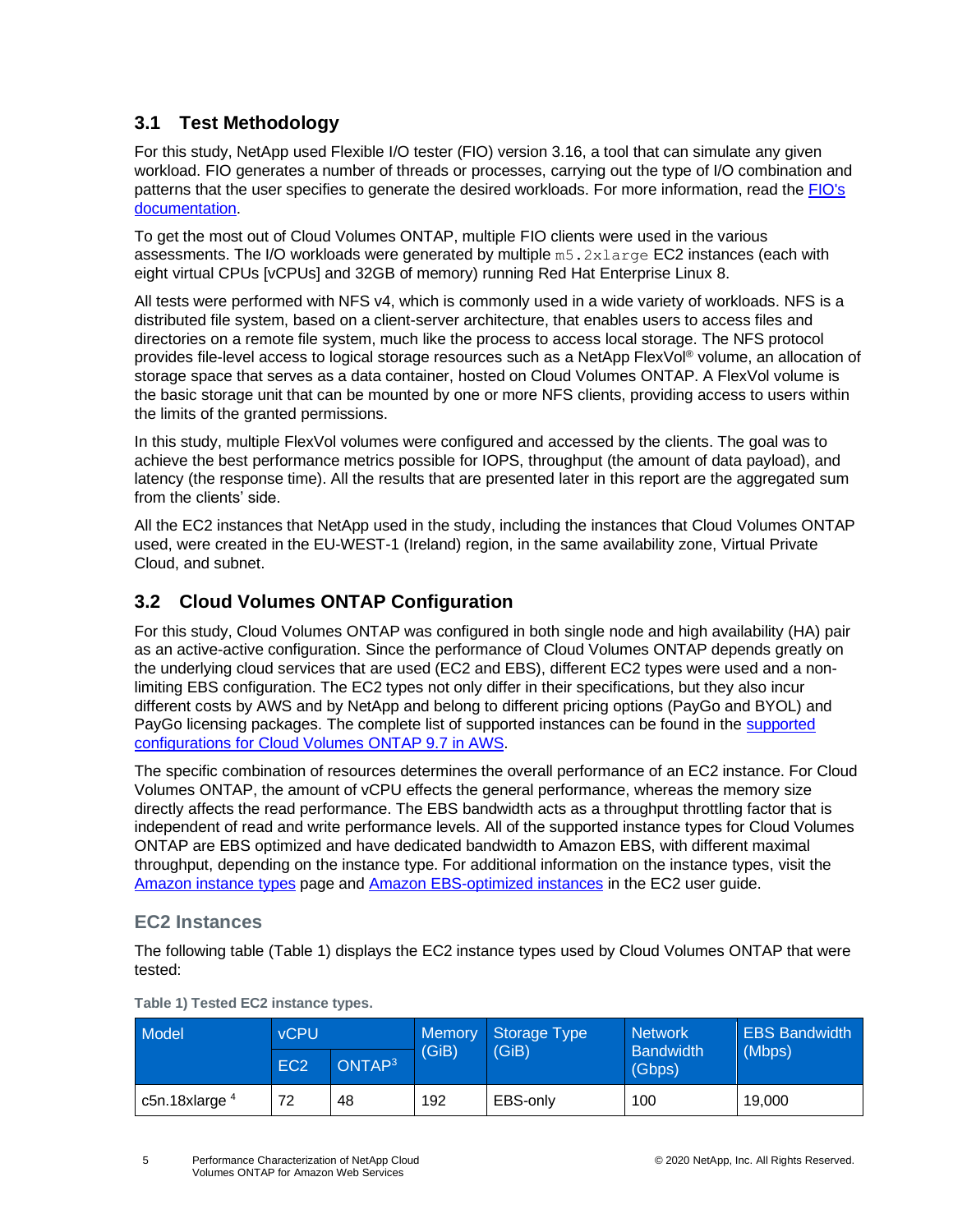## 3.1 Test Methodology

For this study, NetApp used Flexible I/O tester (FIO) version 3.16, a tool that can simulate any given workload. FIO generates a number of threads or processes, carrying out the type of I/O combination and patterns that the user specifies to generate the desired workloads. For more information, read the FIO's documentation.

To get the most out of Cloud Volumes ONTAP, multiple FIO clients were used in the various assessments. The I/O workloads were generated by multiple `m5.2xlarge` EC2 instances (each with eight virtual CPUs [vCPUs] and 32GB of memory) running Red Hat Enterprise Linux 8.

All tests were performed with NFS v4, which is commonly used in a wide variety of workloads. NFS is a distributed file system, based on a client-server architecture, that enables users to access files and directories on a remote file system, much like the process to access local storage. The NFS protocol provides file-level access to logical storage resources such as a NetApp FlexVol® volume, an allocation of storage space that serves as a data container, hosted on Cloud Volumes ONTAP. A FlexVol volume is the basic storage unit that can be mounted by one or more NFS clients, providing access to users within the limits of the granted permissions.

In this study, multiple FlexVol volumes were configured and accessed by the clients. The goal was to achieve the best performance metrics possible for IOPS, throughput (the amount of data payload), and latency (the response time). All the results that are presented later in this report are the aggregated sum from the clients' side.

All the EC2 instances that NetApp used in the study, including the instances that Cloud Volumes ONTAP used, were created in the EU-WEST-1 (Ireland) region, in the same availability zone, Virtual Private Cloud, and subnet.

## 3.2 Cloud Volumes ONTAP Configuration

For this study, Cloud Volumes ONTAP was configured in both single node and high availability (HA) pair as an active-active configuration. Since the performance of Cloud Volumes ONTAP depends greatly on the underlying cloud services that are used (EC2 and EBS), different EC2 types were used and a non-limiting EBS configuration. The EC2 types not only differ in their specifications, but they also incur different costs by AWS and by NetApp and belong to different pricing options (PayGo and BYOL) and PayGo licensing packages. The complete list of supported instances can be found in the supported configurations for Cloud Volumes ONTAP 9.7 in AWS.

The specific combination of resources determines the overall performance of an EC2 instance. For Cloud Volumes ONTAP, the amount of vCPU effects the general performance, whereas the memory size directly affects the read performance. The EBS bandwidth acts as a throughput throttling factor that is independent of read and write performance levels. All of the supported instance types for Cloud Volumes ONTAP are EBS optimized and have dedicated bandwidth to Amazon EBS, with different maximal throughput, depending on the instance type. For additional information on the instance types, visit the Amazon instance types page and Amazon EBS-optimized instances in the EC2 user guide.

### EC2 Instances

The following table (Table 1) displays the EC2 instance types used by Cloud Volumes ONTAP that were tested:

**Table 1) Tested EC2 instance types.**

| Model | vCPU | | Memory (GiB) | Storage Type (GiB) | Network Bandwidth (Gbps) | EBS Bandwidth (Mbps) |
|---|---|---|---|---|---|---|
| | EC2 | ONTAP[3] | | | | |
| c5n.18xlarge [4] | 72 | 48 | 192 | EBS-only | 100 | 19,000 |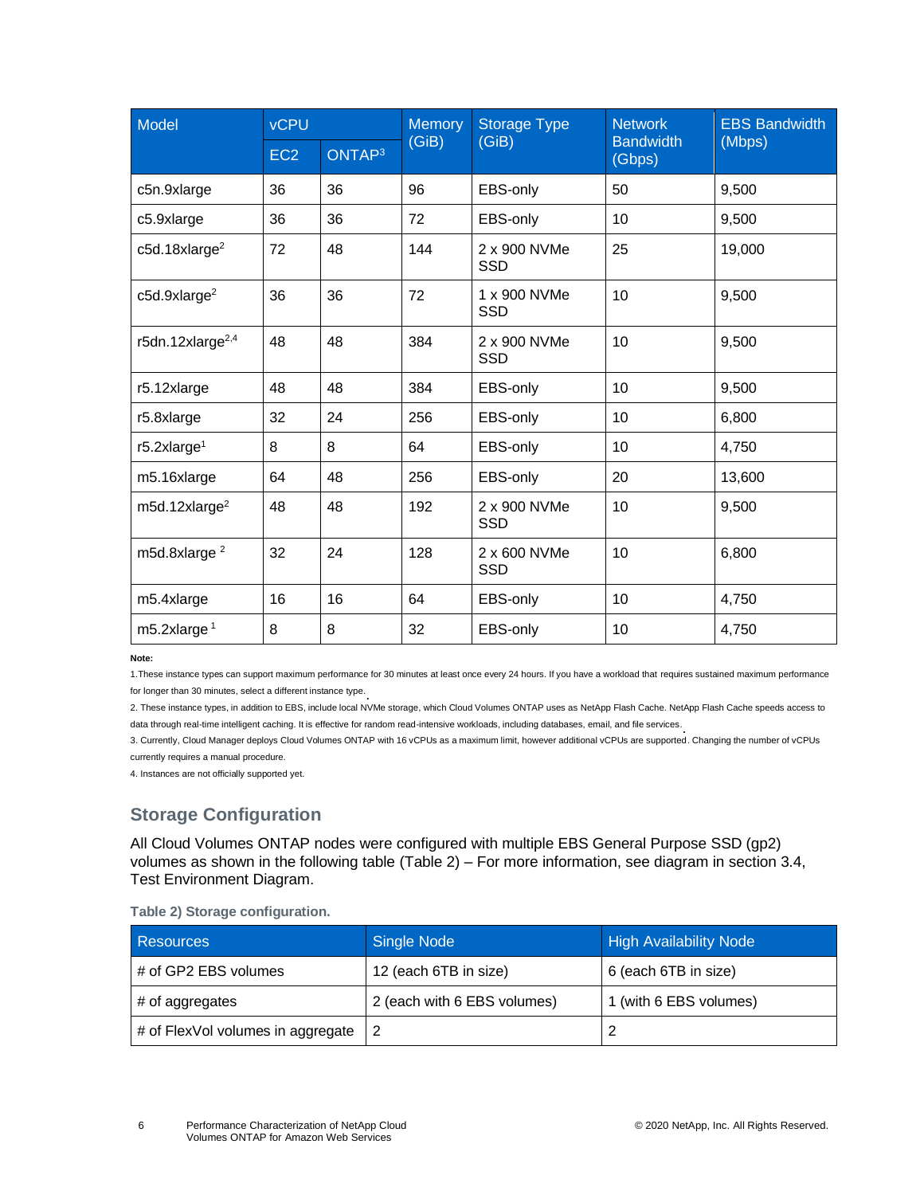| Model | vCPU | | Memory (GiB) | Storage Type (GiB) | Network Bandwidth (Gbps) | EBS Bandwidth (Mbps) |
|---|---|---|---|---|---|---|
| | EC2 | ONTAP[3] | | | | |
| c5n.9xlarge | 36 | 36 | 96 | EBS-only | 50 | 9,500 |
| c5.9xlarge | 36 | 36 | 72 | EBS-only | 10 | 9,500 |
| c5d.18xlarge[2] | 72 | 48 | 144 | 2 x 900 NVMe SSD | 25 | 19,000 |
| c5d.9xlarge[2] | 36 | 36 | 72 | 1 x 900 NVMe SSD | 10 | 9,500 |
| r5dn.12xlarge[2,4] | 48 | 48 | 384 | 2 x 900 NVMe SSD | 10 | 9,500 |
| r5.12xlarge | 48 | 48 | 384 | EBS-only | 10 | 9,500 |
| r5.8xlarge | 32 | 24 | 256 | EBS-only | 10 | 6,800 |
| r5.2xlarge[1] | 8 | 8 | 64 | EBS-only | 10 | 4,750 |
| m5.16xlarge | 64 | 48 | 256 | EBS-only | 20 | 13,600 |
| m5d.12xlarge[2] | 48 | 48 | 192 | 2 x 900 NVMe SSD | 10 | 9,500 |
| m5d.8xlarge [2] | 32 | 24 | 128 | 2 x 600 NVMe SSD | 10 | 6,800 |
| m5.4xlarge | 16 | 16 | 64 | EBS-only | 10 | 4,750 |
| m5.2xlarge [1] | 8 | 8 | 32 | EBS-only | 10 | 4,750 |

**Note:**

1.These instance types can support maximum performance for 30 minutes at least once every 24 hours. If you have a workload that requires sustained maximum performance for longer than 30 minutes, select a different instance type.

2. These instance types, in addition to EBS, include local NVMe storage, which Cloud Volumes ONTAP uses as NetApp Flash Cache. NetApp Flash Cache speeds access to data through real-time intelligent caching. It is effective for random read-intensive workloads, including databases, email, and file services.

3. Currently, Cloud Manager deploys Cloud Volumes ONTAP with 16 vCPUs as a maximum limit, however additional vCPUs are supported. Changing the number of vCPUs currently requires a manual procedure.

4. Instances are not officially supported yet.

## Storage Configuration

All Cloud Volumes ONTAP nodes were configured with multiple EBS General Purpose SSD (gp2) volumes as shown in the following table (Table 2) – For more information, see diagram in section 3.4, Test Environment Diagram.

**Table 2) Storage configuration.**

| Resources | Single Node | High Availability Node |
|---|---|---|
| # of GP2 EBS volumes | 12 (each 6TB in size) | 6 (each 6TB in size) |
| # of aggregates | 2 (each with 6 EBS volumes) | 1 (with 6 EBS volumes) |
| # of FlexVol volumes in aggregate | 2 | 2 |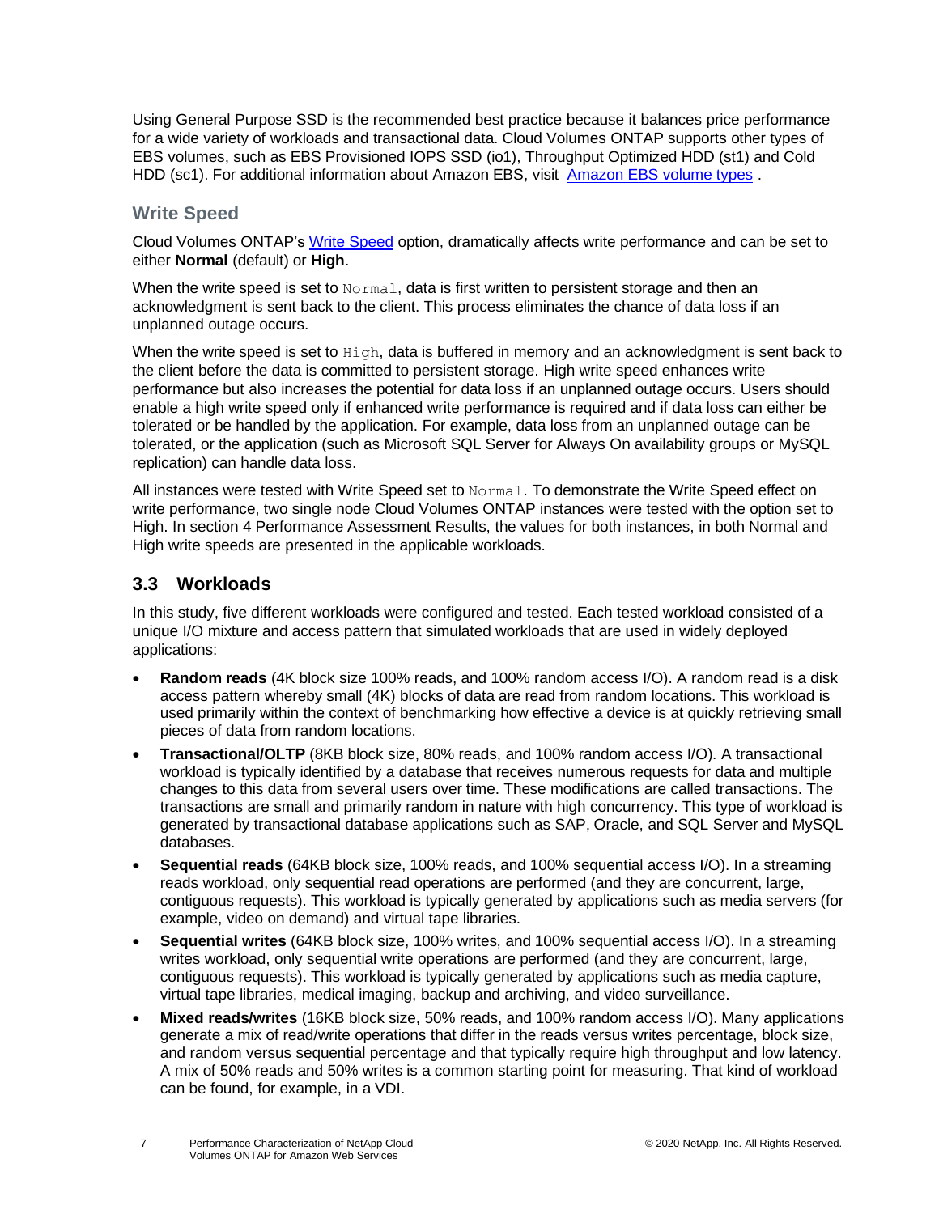Using General Purpose SSD is the recommended best practice because it balances price performance for a wide variety of workloads and transactional data. Cloud Volumes ONTAP supports other types of EBS volumes, such as EBS Provisioned IOPS SSD (io1), Throughput Optimized HDD (st1) and Cold HDD (sc1). For additional information about Amazon EBS, visit [Amazon EBS volume types](#) .

### Write Speed

Cloud Volumes ONTAP's [Write Speed](#) option, dramatically affects write performance and can be set to either **Normal** (default) or **High**.

When the write speed is set to `Normal`, data is first written to persistent storage and then an acknowledgment is sent back to the client. This process eliminates the chance of data loss if an unplanned outage occurs.

When the write speed is set to `High`, data is buffered in memory and an acknowledgment is sent back to the client before the data is committed to persistent storage. High write speed enhances write performance but also increases the potential for data loss if an unplanned outage occurs. Users should enable a high write speed only if enhanced write performance is required and if data loss can either be tolerated or be handled by the application. For example, data loss from an unplanned outage can be tolerated, or the application (such as Microsoft SQL Server for Always On availability groups or MySQL replication) can handle data loss.

All instances were tested with Write Speed set to `Normal`. To demonstrate the Write Speed effect on write performance, two single node Cloud Volumes ONTAP instances were tested with the option set to High. In section 4 Performance Assessment Results, the values for both instances, in both Normal and High write speeds are presented in the applicable workloads.

## 3.3 Workloads

In this study, five different workloads were configured and tested. Each tested workload consisted of a unique I/O mixture and access pattern that simulated workloads that are used in widely deployed applications:

- **Random reads** (4K block size 100% reads, and 100% random access I/O). A random read is a disk access pattern whereby small (4K) blocks of data are read from random locations. This workload is used primarily within the context of benchmarking how effective a device is at quickly retrieving small pieces of data from random locations.
- **Transactional/OLTP** (8KB block size, 80% reads, and 100% random access I/O). A transactional workload is typically identified by a database that receives numerous requests for data and multiple changes to this data from several users over time. These modifications are called transactions. The transactions are small and primarily random in nature with high concurrency. This type of workload is generated by transactional database applications such as SAP, Oracle, and SQL Server and MySQL databases.
- **Sequential reads** (64KB block size, 100% reads, and 100% sequential access I/O). In a streaming reads workload, only sequential read operations are performed (and they are concurrent, large, contiguous requests). This workload is typically generated by applications such as media servers (for example, video on demand) and virtual tape libraries.
- **Sequential writes** (64KB block size, 100% writes, and 100% sequential access I/O). In a streaming writes workload, only sequential write operations are performed (and they are concurrent, large, contiguous requests). This workload is typically generated by applications such as media capture, virtual tape libraries, medical imaging, backup and archiving, and video surveillance.
- **Mixed reads/writes** (16KB block size, 50% reads, and 100% random access I/O). Many applications generate a mix of read/write operations that differ in the reads versus writes percentage, block size, and random versus sequential percentage and that typically require high throughput and low latency. A mix of 50% reads and 50% writes is a common starting point for measuring. That kind of workload can be found, for example, in a VDI.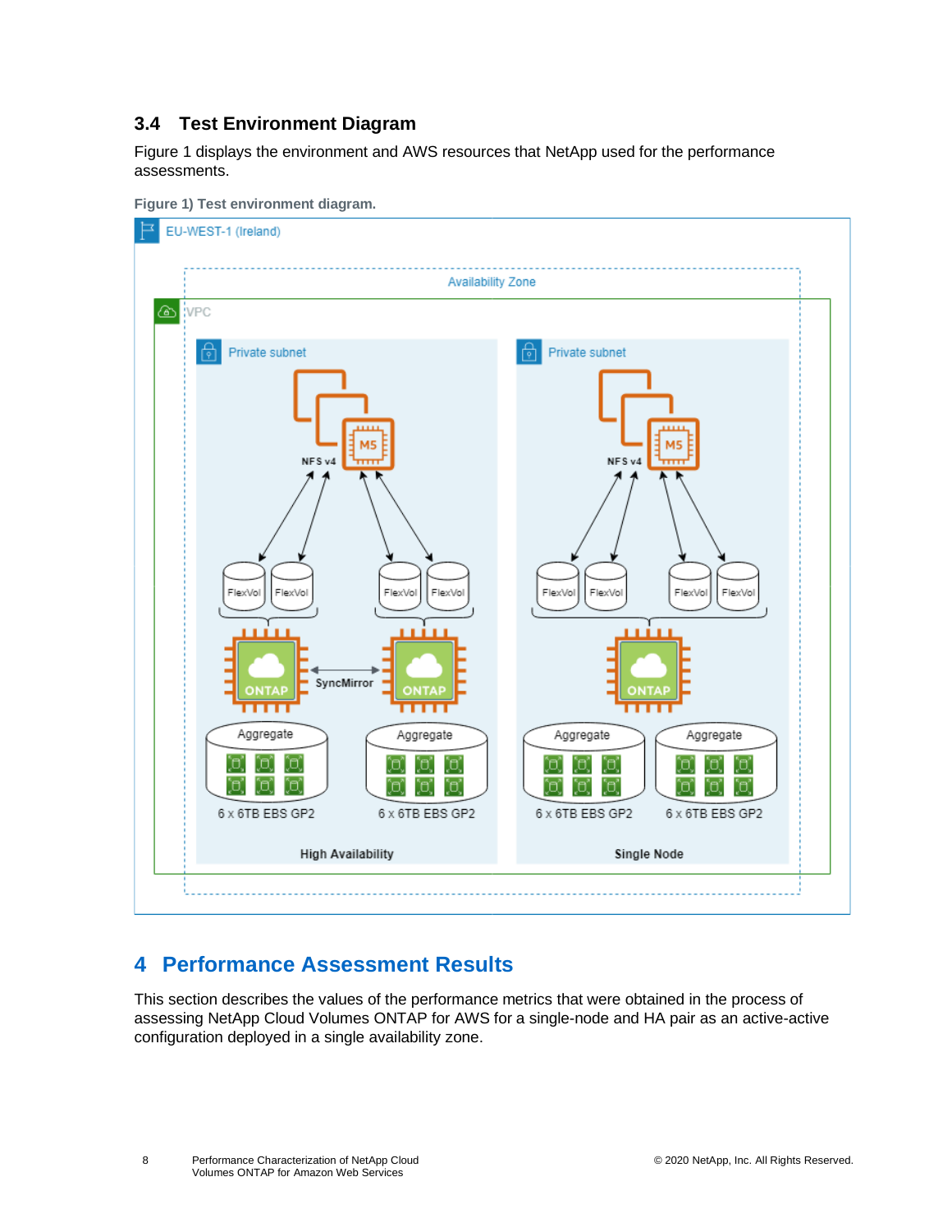### 3.4 Test Environment Diagram

Figure 1 displays the environment and AWS resources that NetApp used for the performance assessments.

**Figure 1) Test environment diagram.**

## 4 Performance Assessment Results

This section describes the values of the performance metrics that were obtained in the process of assessing NetApp Cloud Volumes ONTAP for AWS for a single-node and HA pair as an active-active configuration deployed in a single availability zone.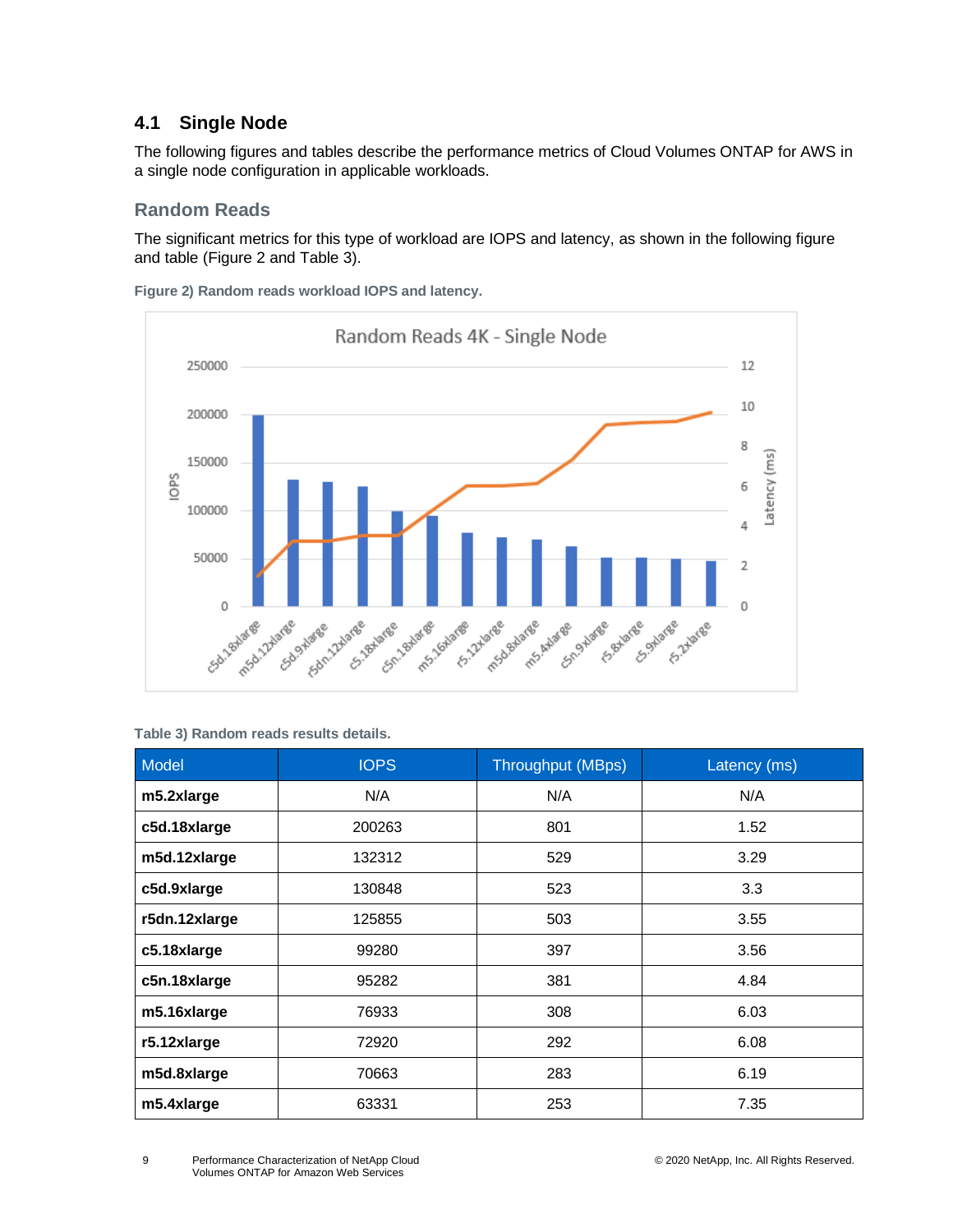## 4.1 Single Node

The following figures and tables describe the performance metrics of Cloud Volumes ONTAP for AWS in a single node configuration in applicable workloads.

### Random Reads

The significant metrics for this type of workload are IOPS and latency, as shown in the following figure and table (Figure 2 and Table 3).

**Figure 2) Random reads workload IOPS and latency.**

**Table 3) Random reads results details.**

| Model | IOPS | Throughput (MBps) | Latency (ms) |
|---|---|---|---|
| **m5.2xlarge** | N/A | N/A | N/A |
| **c5d.18xlarge** | 200263 | 801 | 1.52 |
| **m5d.12xlarge** | 132312 | 529 | 3.29 |
| **c5d.9xlarge** | 130848 | 523 | 3.3 |
| **r5dn.12xlarge** | 125855 | 503 | 3.55 |
| **c5.18xlarge** | 99280 | 397 | 3.56 |
| **c5n.18xlarge** | 95282 | 381 | 4.84 |
| **m5.16xlarge** | 76933 | 308 | 6.03 |
| **r5.12xlarge** | 72920 | 292 | 6.08 |
| **m5d.8xlarge** | 70663 | 283 | 6.19 |
| **m5.4xlarge** | 63331 | 253 | 7.35 |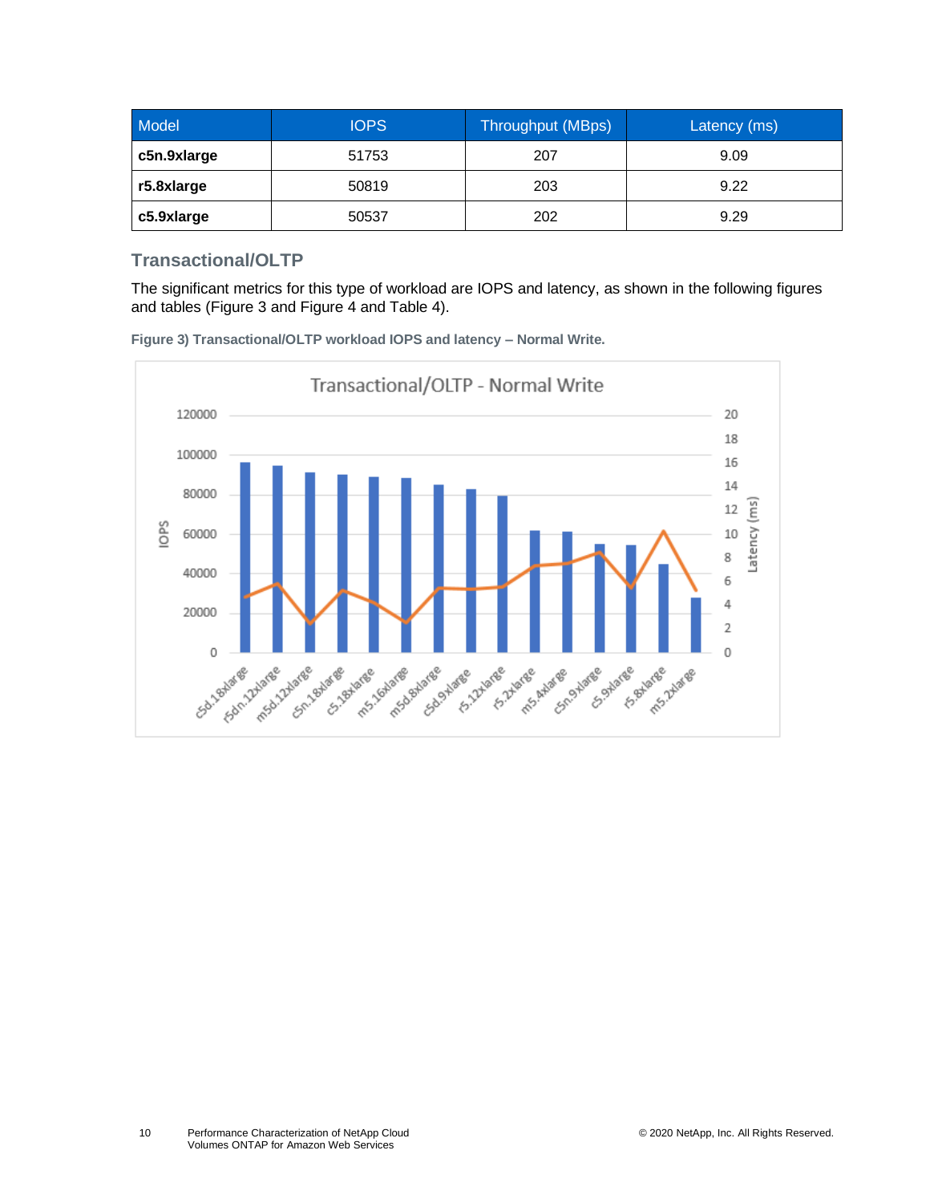| Model | IOPS | Throughput (MBps) | Latency (ms) |
| --- | --- | --- | --- |
| **c5n.9xlarge** | 51753 | 207 | 9.09 |
| **r5.8xlarge** | 50819 | 203 | 9.22 |
| **c5.9xlarge** | 50537 | 202 | 9.29 |

## Transactional/OLTP

The significant metrics for this type of workload are IOPS and latency, as shown in the following figures and tables (Figure 3 and Figure 4 and Table 4).

**Figure 3) Transactional/OLTP workload IOPS and latency – Normal Write.**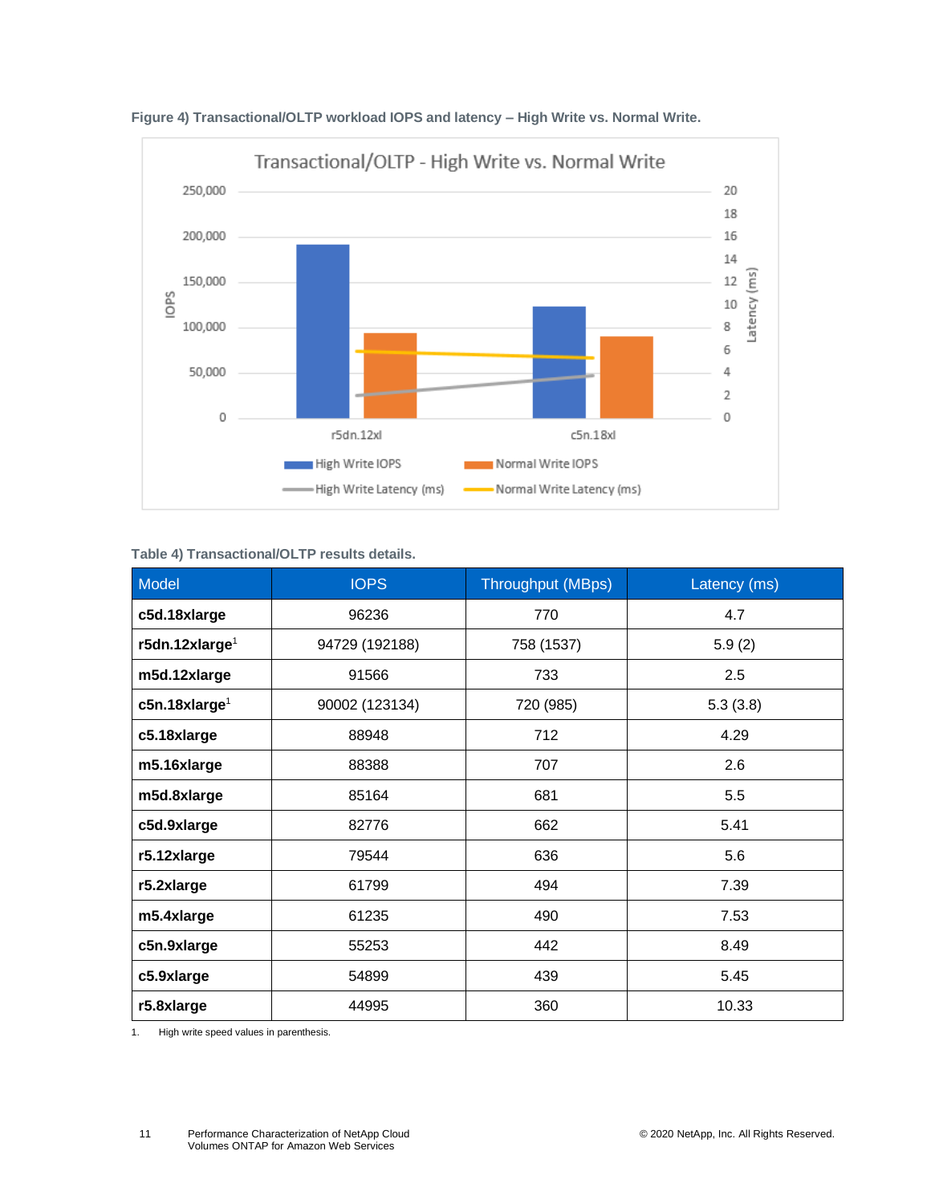**Figure 4) Transactional/OLTP workload IOPS and latency – High Write vs. Normal Write.**

**Table 4) Transactional/OLTP results details.**

| Model | IOPS | Throughput (MBps) | Latency (ms) |
|---|---|---|---|
| **c5d.18xlarge** | 96236 | 770 | 4.7 |
| **r5dn.12xlarge**[1] | 94729 (192188) | 758 (1537) | 5.9 (2) |
| **m5d.12xlarge** | 91566 | 733 | 2.5 |
| **c5n.18xlarge**[1] | 90002 (123134) | 720 (985) | 5.3 (3.8) |
| **c5.18xlarge** | 88948 | 712 | 4.29 |
| **m5.16xlarge** | 88388 | 707 | 2.6 |
| **m5d.8xlarge** | 85164 | 681 | 5.5 |
| **c5d.9xlarge** | 82776 | 662 | 5.41 |
| **r5.12xlarge** | 79544 | 636 | 5.6 |
| **r5.2xlarge** | 61799 | 494 | 7.39 |
| **m5.4xlarge** | 61235 | 490 | 7.53 |
| **c5n.9xlarge** | 55253 | 442 | 8.49 |
| **c5.9xlarge** | 54899 | 439 | 5.45 |
| **r5.8xlarge** | 44995 | 360 | 10.33 |

1. High write speed values in parenthesis.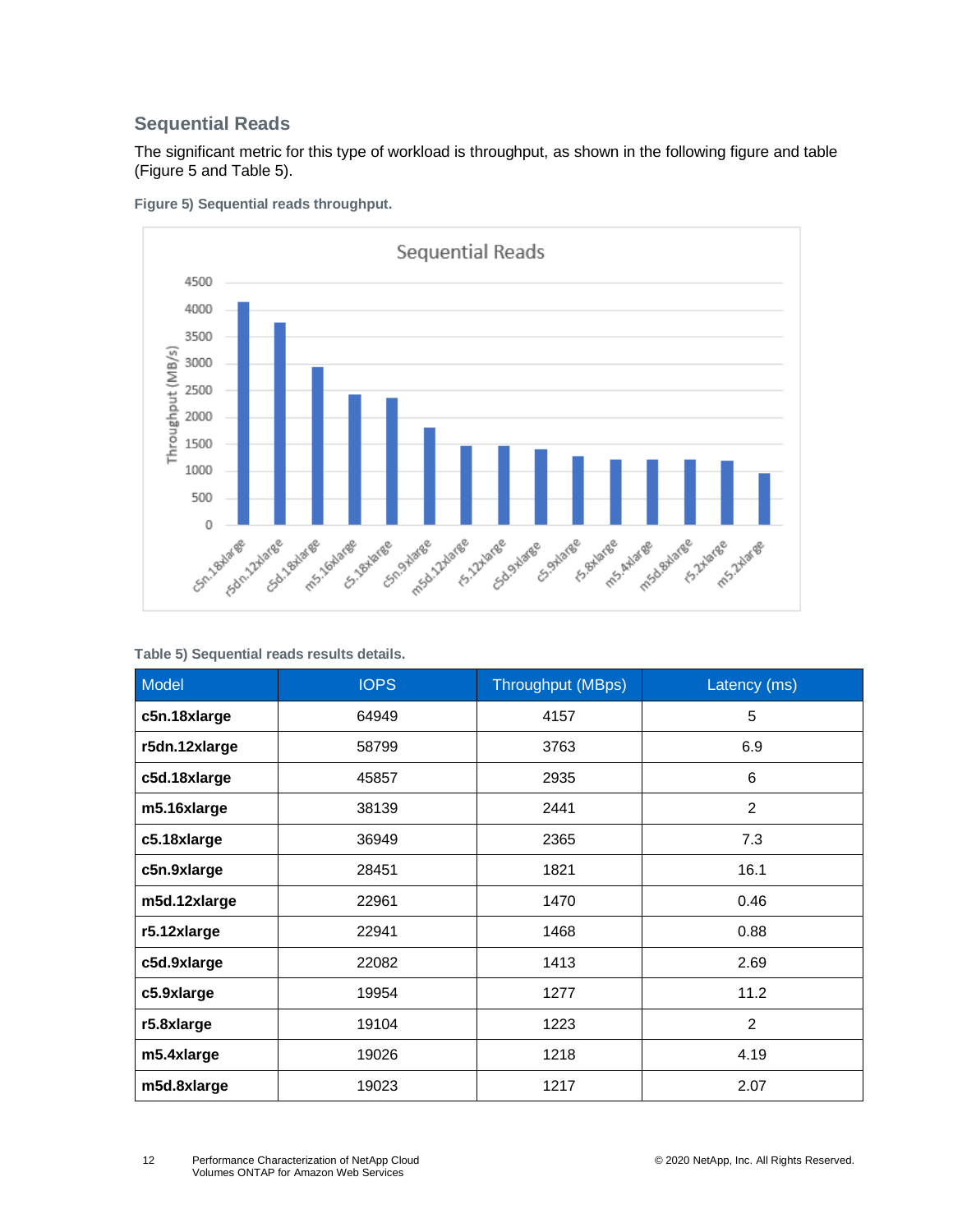## Sequential Reads

The significant metric for this type of workload is throughput, as shown in the following figure and table (Figure 5 and Table 5).

**Figure 5) Sequential reads throughput.**

**Table 5) Sequential reads results details.**

| Model | IOPS | Throughput (MBps) | Latency (ms) |
|---|---|---|---|
| **c5n.18xlarge** | 64949 | 4157 | 5 |
| **r5dn.12xlarge** | 58799 | 3763 | 6.9 |
| **c5d.18xlarge** | 45857 | 2935 | 6 |
| **m5.16xlarge** | 38139 | 2441 | 2 |
| **c5.18xlarge** | 36949 | 2365 | 7.3 |
| **c5n.9xlarge** | 28451 | 1821 | 16.1 |
| **m5d.12xlarge** | 22961 | 1470 | 0.46 |
| **r5.12xlarge** | 22941 | 1468 | 0.88 |
| **c5d.9xlarge** | 22082 | 1413 | 2.69 |
| **c5.9xlarge** | 19954 | 1277 | 11.2 |
| **r5.8xlarge** | 19104 | 1223 | 2 |
| **m5.4xlarge** | 19026 | 1218 | 4.19 |
| **m5d.8xlarge** | 19023 | 1217 | 2.07 |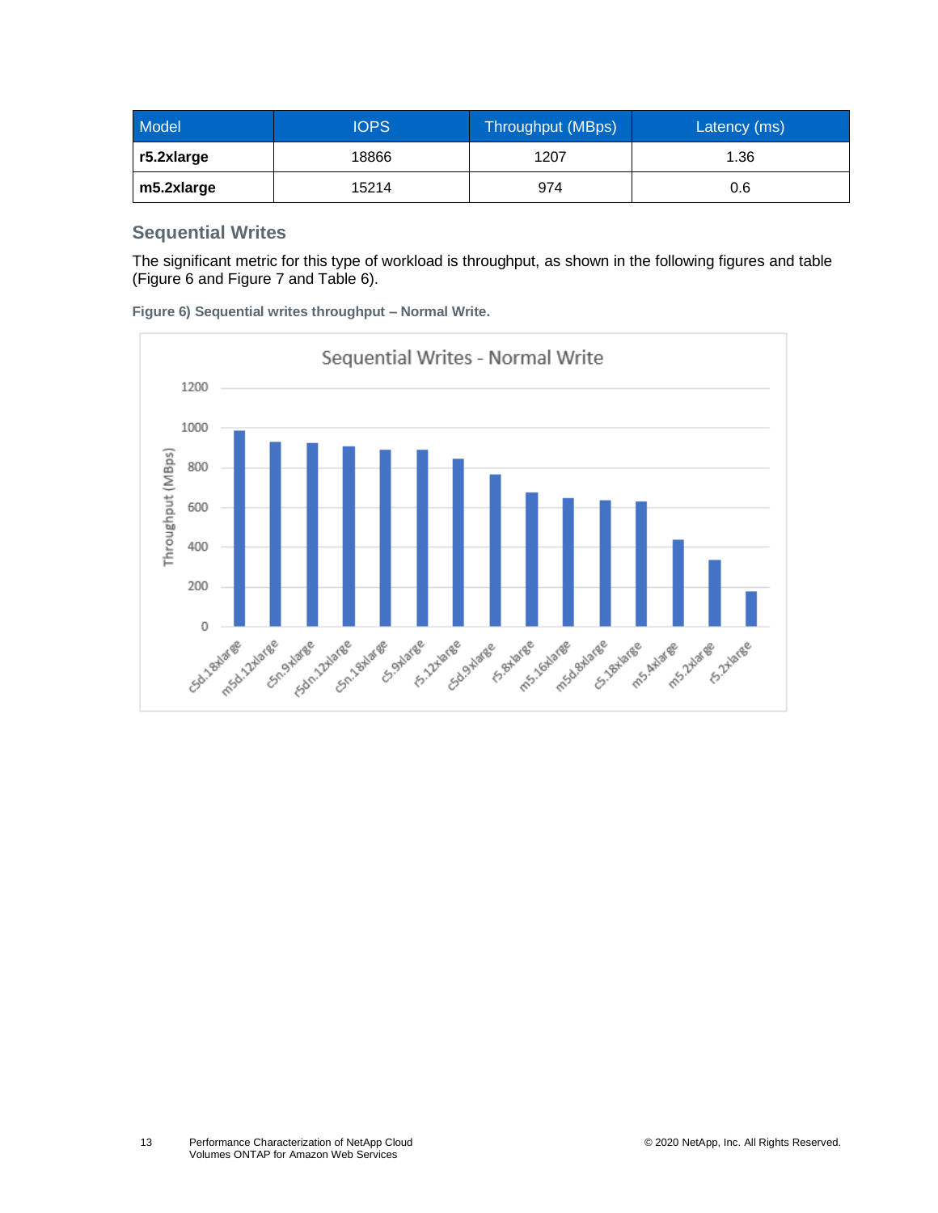| Model | IOPS | Throughput (MBps) | Latency (ms) |
| --- | --- | --- | --- |
| **r5.2xlarge** | 18866 | 1207 | 1.36 |
| **m5.2xlarge** | 15214 | 974 | 0.6 |

### Sequential Writes

The significant metric for this type of workload is throughput, as shown in the following figures and table (Figure 6 and Figure 7 and Table 6).

**Figure 6) Sequential writes throughput – Normal Write.**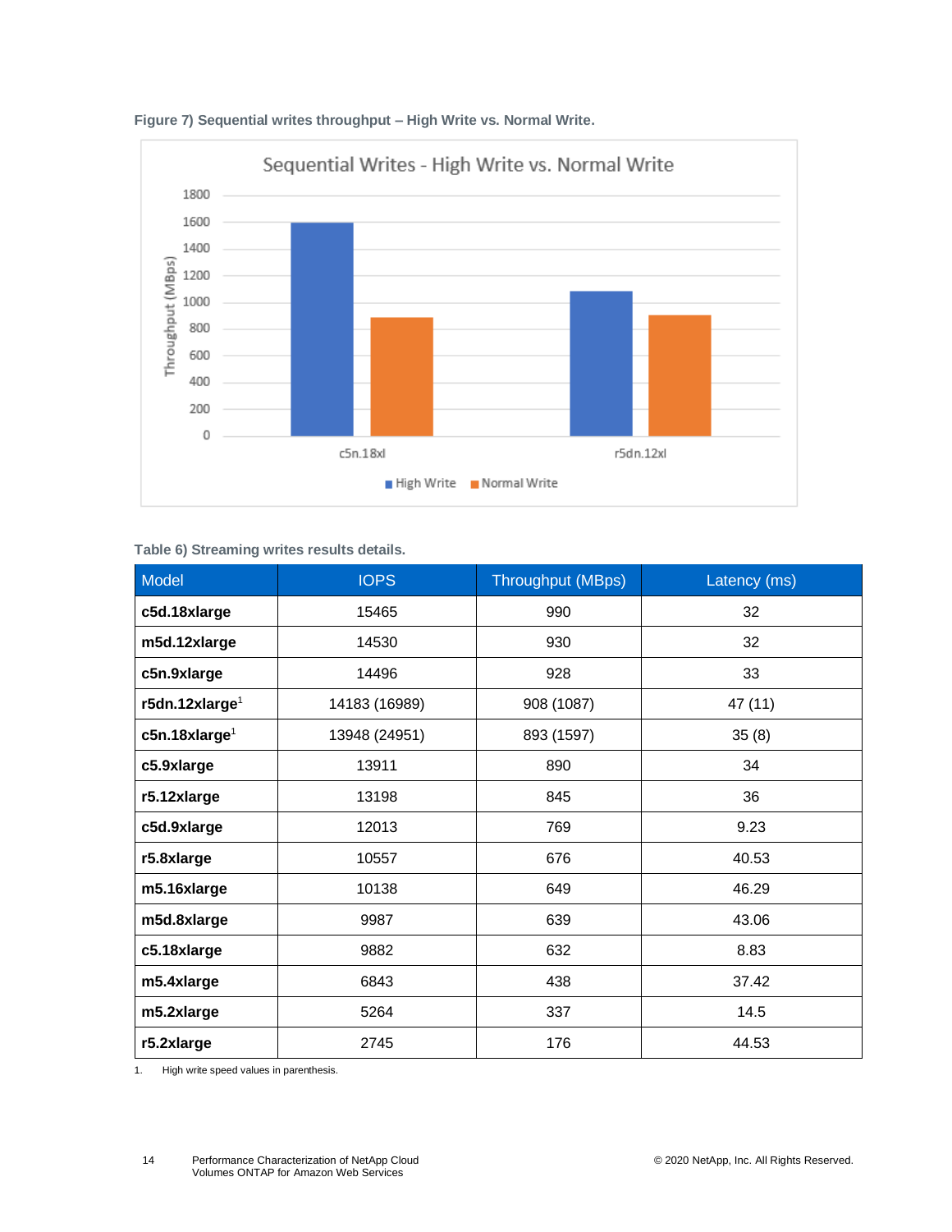Figure 7) Sequential writes throughput – High Write vs. Normal Write.

Table 6) Streaming writes results details.

| Model | IOPS | Throughput (MBps) | Latency (ms) |
|---|---|---|---|
| c5d.18xlarge | 15465 | 990 | 32 |
| m5d.12xlarge | 14530 | 930 | 32 |
| c5n.9xlarge | 14496 | 928 | 33 |
| r5dn.12xlarge[1] | 14183 (16989) | 908 (1087) | 47 (11) |
| c5n.18xlarge[1] | 13948 (24951) | 893 (1597) | 35 (8) |
| c5.9xlarge | 13911 | 890 | 34 |
| r5.12xlarge | 13198 | 845 | 36 |
| c5d.9xlarge | 12013 | 769 | 9.23 |
| r5.8xlarge | 10557 | 676 | 40.53 |
| m5.16xlarge | 10138 | 649 | 46.29 |
| m5d.8xlarge | 9987 | 639 | 43.06 |
| c5.18xlarge | 9882 | 632 | 8.83 |
| m5.4xlarge | 6843 | 438 | 37.42 |
| m5.2xlarge | 5264 | 337 | 14.5 |
| r5.2xlarge | 2745 | 176 | 44.53 |

1. High write speed values in parenthesis.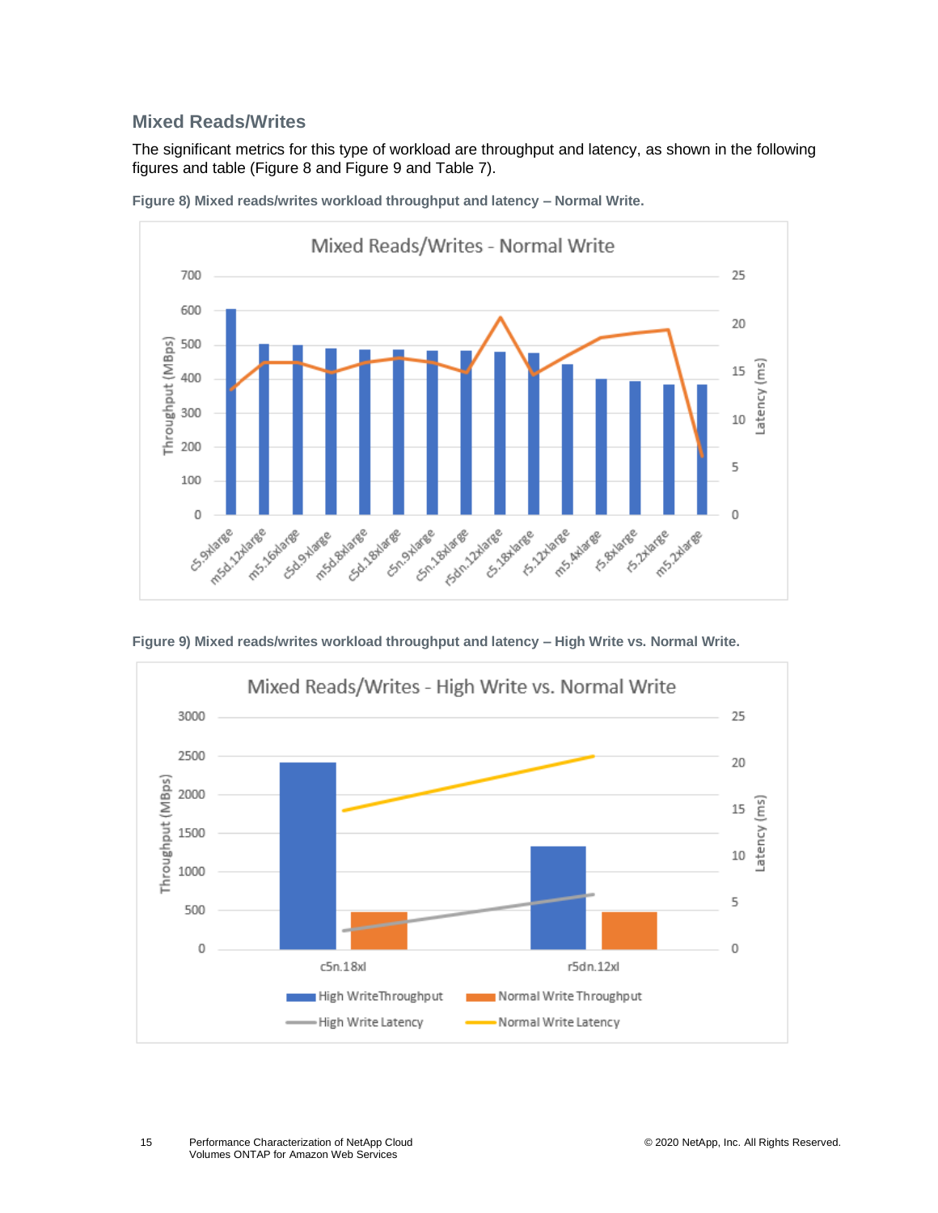### Mixed Reads/Writes

The significant metrics for this type of workload are throughput and latency, as shown in the following figures and table (Figure 8 and Figure 9 and Table 7).

**Figure 8) Mixed reads/writes workload throughput and latency – Normal Write.**

**Figure 9) Mixed reads/writes workload throughput and latency – High Write vs. Normal Write.**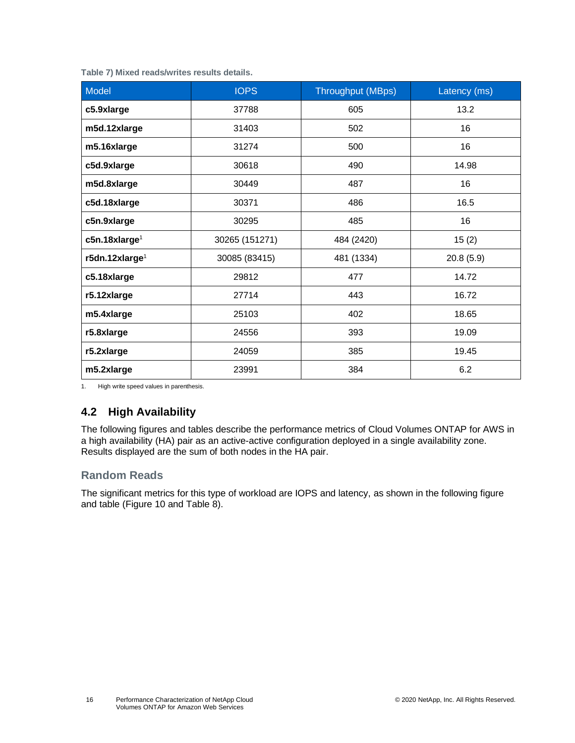**Table 7) Mixed reads/writes results details.**

| Model | IOPS | Throughput (MBps) | Latency (ms) |
|---|---|---|---|
| **c5.9xlarge** | 37788 | 605 | 13.2 |
| **m5d.12xlarge** | 31403 | 502 | 16 |
| **m5.16xlarge** | 31274 | 500 | 16 |
| **c5d.9xlarge** | 30618 | 490 | 14.98 |
| **m5d.8xlarge** | 30449 | 487 | 16 |
| **c5d.18xlarge** | 30371 | 486 | 16.5 |
| **c5n.9xlarge** | 30295 | 485 | 16 |
| **c5n.18xlarge**[1] | 30265 (151271) | 484 (2420) | 15 (2) |
| **r5dn.12xlarge**[1] | 30085 (83415) | 481 (1334) | 20.8 (5.9) |
| **c5.18xlarge** | 29812 | 477 | 14.72 |
| **r5.12xlarge** | 27714 | 443 | 16.72 |
| **m5.4xlarge** | 25103 | 402 | 18.65 |
| **r5.8xlarge** | 24556 | 393 | 19.09 |
| **r5.2xlarge** | 24059 | 385 | 19.45 |
| **m5.2xlarge** | 23991 | 384 | 6.2 |

1. High write speed values in parenthesis.

## 4.2 High Availability

The following figures and tables describe the performance metrics of Cloud Volumes ONTAP for AWS in a high availability (HA) pair as an active-active configuration deployed in a single availability zone. Results displayed are the sum of both nodes in the HA pair.

### Random Reads

The significant metrics for this type of workload are IOPS and latency, as shown in the following figure and table (Figure 10 and Table 8).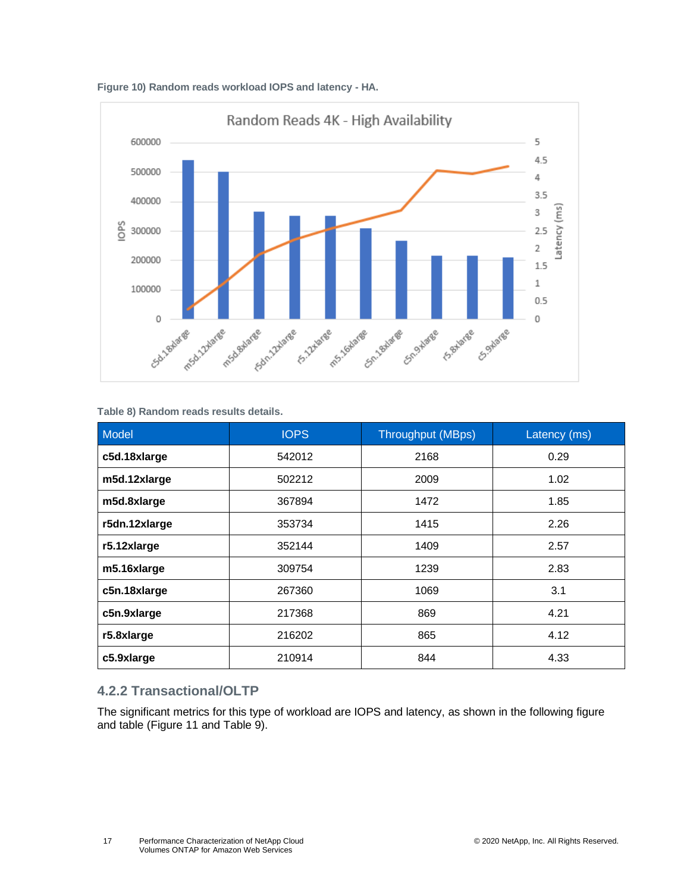Figure 10) Random reads workload IOPS and latency - HA.

Table 8) Random reads results details.

| Model | IOPS | Throughput (MBps) | Latency (ms) |
|---|---|---|---|
| **c5d.18xlarge** | 542012 | 2168 | 0.29 |
| **m5d.12xlarge** | 502212 | 2009 | 1.02 |
| **m5d.8xlarge** | 367894 | 1472 | 1.85 |
| **r5dn.12xlarge** | 353734 | 1415 | 2.26 |
| **r5.12xlarge** | 352144 | 1409 | 2.57 |
| **m5.16xlarge** | 309754 | 1239 | 2.83 |
| **c5n.18xlarge** | 267360 | 1069 | 3.1 |
| **c5n.9xlarge** | 217368 | 869 | 4.21 |
| **r5.8xlarge** | 216202 | 865 | 4.12 |
| **c5.9xlarge** | 210914 | 844 | 4.33 |

### 4.2.2 Transactional/OLTP

The significant metrics for this type of workload are IOPS and latency, as shown in the following figure and table (Figure 11 and Table 9).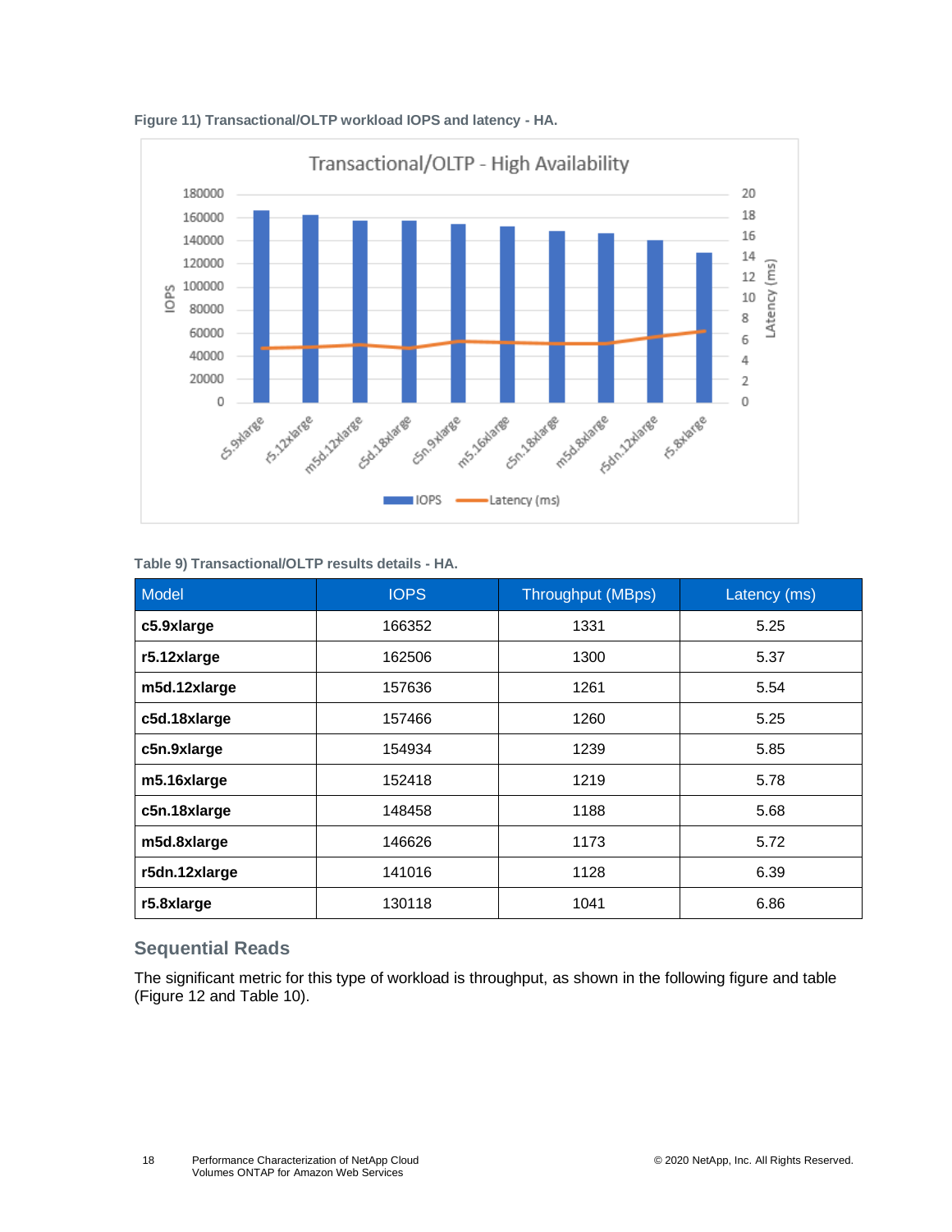**Figure 11) Transactional/OLTP workload IOPS and latency - HA.**

**Table 9) Transactional/OLTP results details - HA.**

| Model | IOPS | Throughput (MBps) | Latency (ms) |
|---|---|---|---|
| **c5.9xlarge** | 166352 | 1331 | 5.25 |
| **r5.12xlarge** | 162506 | 1300 | 5.37 |
| **m5d.12xlarge** | 157636 | 1261 | 5.54 |
| **c5d.18xlarge** | 157466 | 1260 | 5.25 |
| **c5n.9xlarge** | 154934 | 1239 | 5.85 |
| **m5.16xlarge** | 152418 | 1219 | 5.78 |
| **c5n.18xlarge** | 148458 | 1188 | 5.68 |
| **m5d.8xlarge** | 146626 | 1173 | 5.72 |
| **r5dn.12xlarge** | 141016 | 1128 | 6.39 |
| **r5.8xlarge** | 130118 | 1041 | 6.86 |

### Sequential Reads

The significant metric for this type of workload is throughput, as shown in the following figure and table (Figure 12 and Table 10).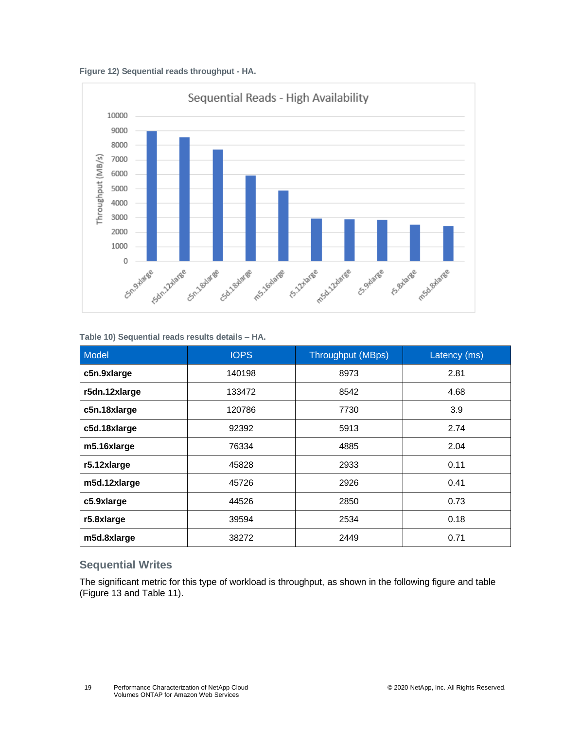**Figure 12) Sequential reads throughput - HA.**

**Table 10) Sequential reads results details – HA.**

| Model | IOPS | Throughput (MBps) | Latency (ms) |
|---|---|---|---|
| **c5n.9xlarge** | 140198 | 8973 | 2.81 |
| **r5dn.12xlarge** | 133472 | 8542 | 4.68 |
| **c5n.18xlarge** | 120786 | 7730 | 3.9 |
| **c5d.18xlarge** | 92392 | 5913 | 2.74 |
| **m5.16xlarge** | 76334 | 4885 | 2.04 |
| **r5.12xlarge** | 45828 | 2933 | 0.11 |
| **m5d.12xlarge** | 45726 | 2926 | 0.41 |
| **c5.9xlarge** | 44526 | 2850 | 0.73 |
| **r5.8xlarge** | 39594 | 2534 | 0.18 |
| **m5d.8xlarge** | 38272 | 2449 | 0.71 |

## Sequential Writes

The significant metric for this type of workload is throughput, as shown in the following figure and table (Figure 13 and Table 11).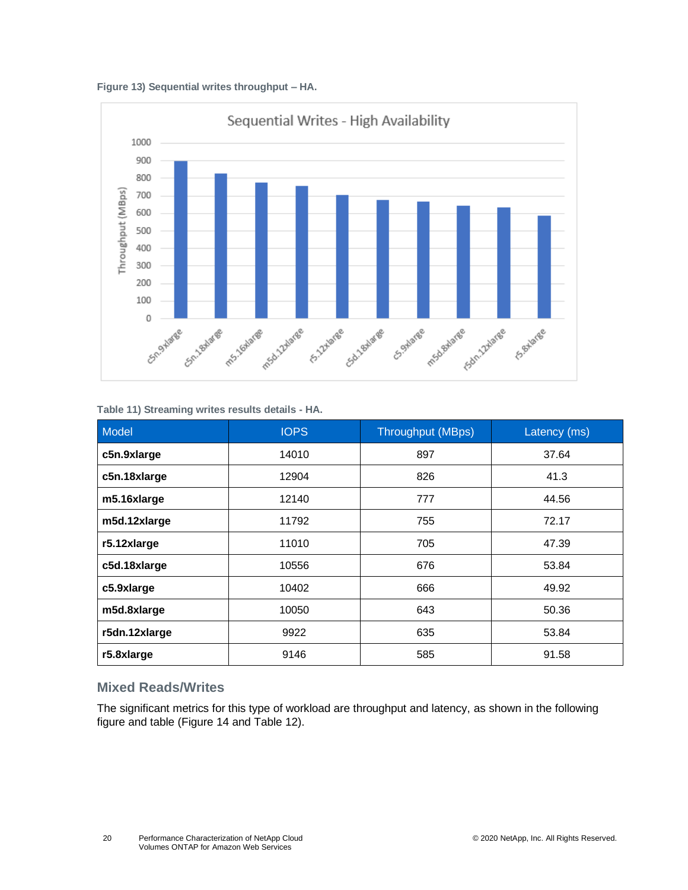**Figure 13) Sequential writes throughput – HA.**

**Table 11) Streaming writes results details - HA.**

| Model | IOPS | Throughput (MBps) | Latency (ms) |
|---|---|---|---|
| **c5n.9xlarge** | 14010 | 897 | 37.64 |
| **c5n.18xlarge** | 12904 | 826 | 41.3 |
| **m5.16xlarge** | 12140 | 777 | 44.56 |
| **m5d.12xlarge** | 11792 | 755 | 72.17 |
| **r5.12xlarge** | 11010 | 705 | 47.39 |
| **c5d.18xlarge** | 10556 | 676 | 53.84 |
| **c5.9xlarge** | 10402 | 666 | 49.92 |
| **m5d.8xlarge** | 10050 | 643 | 50.36 |
| **r5dn.12xlarge** | 9922 | 635 | 53.84 |
| **r5.8xlarge** | 9146 | 585 | 91.58 |

## Mixed Reads/Writes

The significant metrics for this type of workload are throughput and latency, as shown in the following figure and table (Figure 14 and Table 12).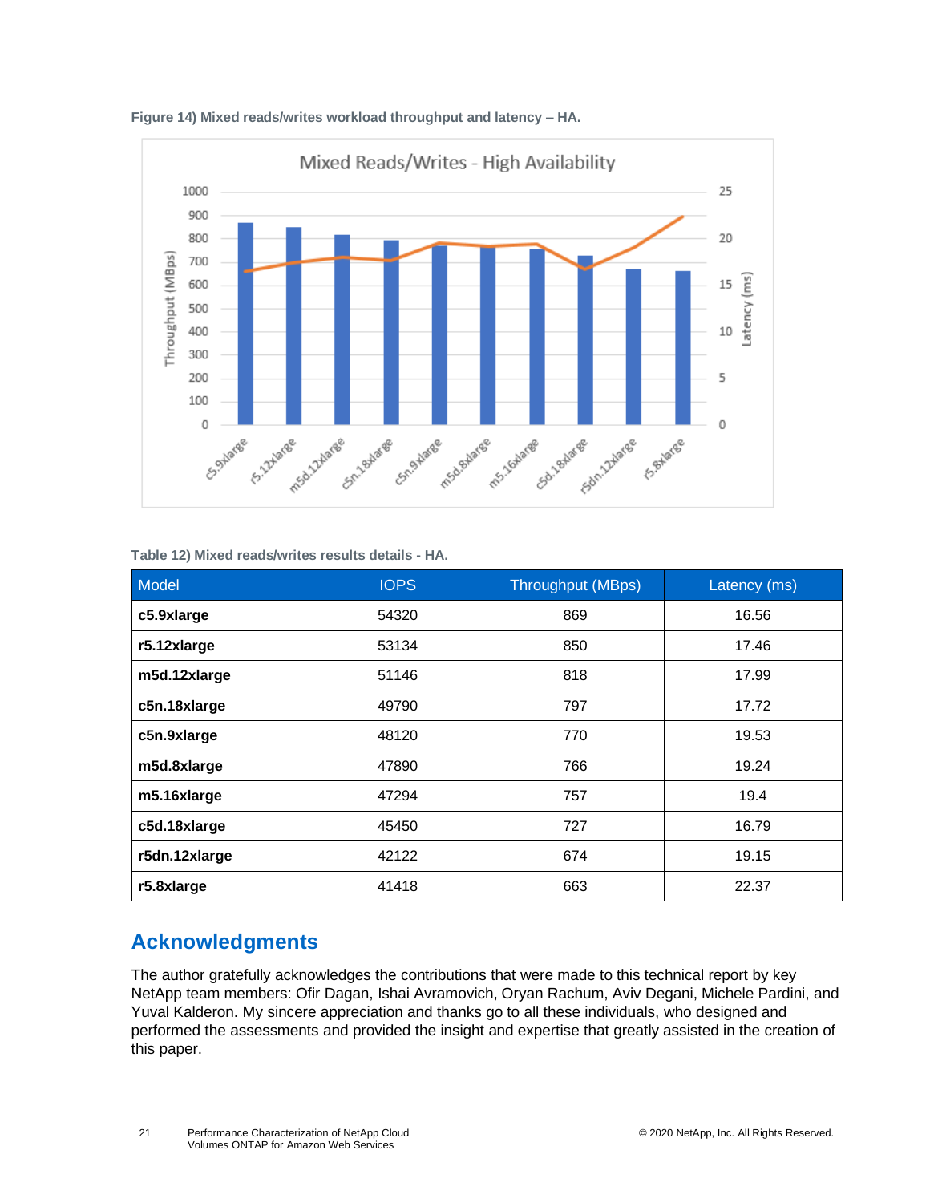**Figure 14) Mixed reads/writes workload throughput and latency – HA.**

**Table 12) Mixed reads/writes results details - HA.**

| Model | IOPS | Throughput (MBps) | Latency (ms) |
|---|---|---|---|
| **c5.9xlarge** | 54320 | 869 | 16.56 |
| **r5.12xlarge** | 53134 | 850 | 17.46 |
| **m5d.12xlarge** | 51146 | 818 | 17.99 |
| **c5n.18xlarge** | 49790 | 797 | 17.72 |
| **c5n.9xlarge** | 48120 | 770 | 19.53 |
| **m5d.8xlarge** | 47890 | 766 | 19.24 |
| **m5.16xlarge** | 47294 | 757 | 19.4 |
| **c5d.18xlarge** | 45450 | 727 | 16.79 |
| **r5dn.12xlarge** | 42122 | 674 | 19.15 |
| **r5.8xlarge** | 41418 | 663 | 22.37 |

## Acknowledgments

The author gratefully acknowledges the contributions that were made to this technical report by key NetApp team members: Ofir Dagan, Ishai Avramovich, Oryan Rachum, Aviv Degani, Michele Pardini, and Yuval Kalderon. My sincere appreciation and thanks go to all these individuals, who designed and performed the assessments and provided the insight and expertise that greatly assisted in the creation of this paper.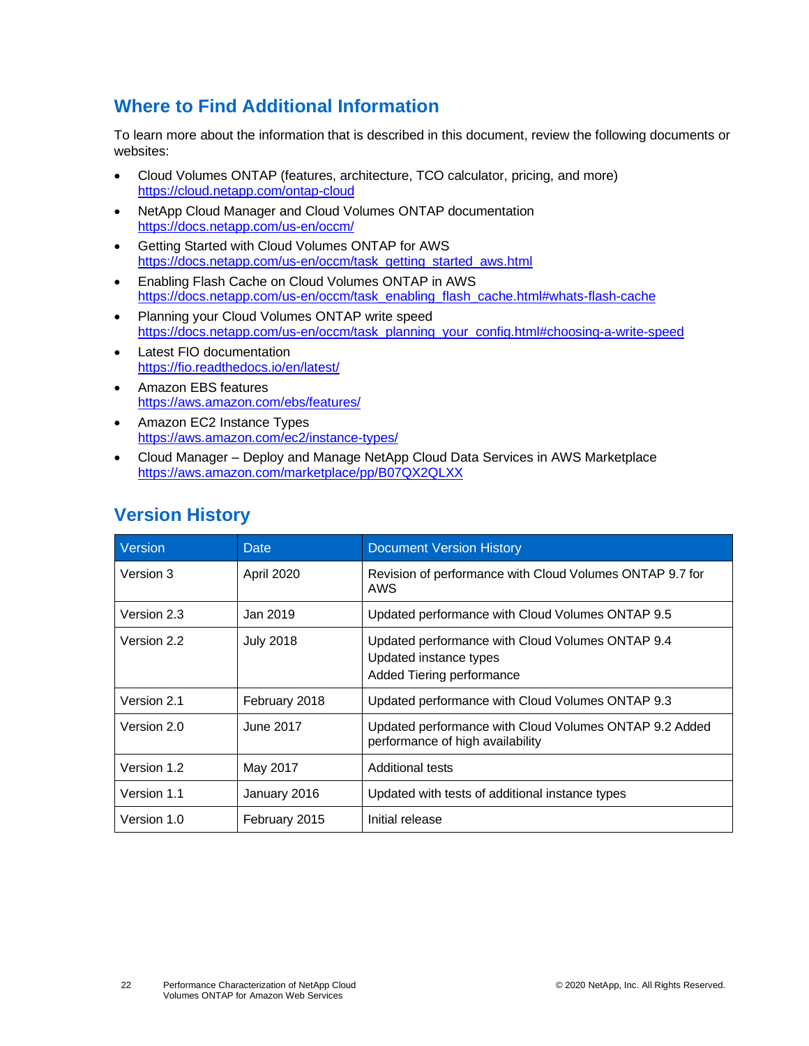## Where to Find Additional Information

To learn more about the information that is described in this document, review the following documents or websites:

- Cloud Volumes ONTAP (features, architecture, TCO calculator, pricing, and more)
  https://cloud.netapp.com/ontap-cloud
- NetApp Cloud Manager and Cloud Volumes ONTAP documentation
  https://docs.netapp.com/us-en/occm/
- Getting Started with Cloud Volumes ONTAP for AWS
  https://docs.netapp.com/us-en/occm/task_getting_started_aws.html
- Enabling Flash Cache on Cloud Volumes ONTAP in AWS
  https://docs.netapp.com/us-en/occm/task_enabling_flash_cache.html#whats-flash-cache
- Planning your Cloud Volumes ONTAP write speed
  https://docs.netapp.com/us-en/occm/task_planning_your_config.html#choosing-a-write-speed
- Latest FIO documentation
  https://fio.readthedocs.io/en/latest/
- Amazon EBS features
  https://aws.amazon.com/ebs/features/
- Amazon EC2 Instance Types
  https://aws.amazon.com/ec2/instance-types/
- Cloud Manager – Deploy and Manage NetApp Cloud Data Services in AWS Marketplace
  https://aws.amazon.com/marketplace/pp/B07QX2QLXX

## Version History

| Version | Date | Document Version History |
| --- | --- | --- |
| Version 3 | April 2020 | Revision of performance with Cloud Volumes ONTAP 9.7 for AWS |
| Version 2.3 | Jan 2019 | Updated performance with Cloud Volumes ONTAP 9.5 |
| Version 2.2 | July 2018 | Updated performance with Cloud Volumes ONTAP 9.4<br>Updated instance types<br>Added Tiering performance |
| Version 2.1 | February 2018 | Updated performance with Cloud Volumes ONTAP 9.3 |
| Version 2.0 | June 2017 | Updated performance with Cloud Volumes ONTAP 9.2 Added performance of high availability |
| Version 1.2 | May 2017 | Additional tests |
| Version 1.1 | January 2016 | Updated with tests of additional instance types |
| Version 1.0 | February 2015 | Initial release |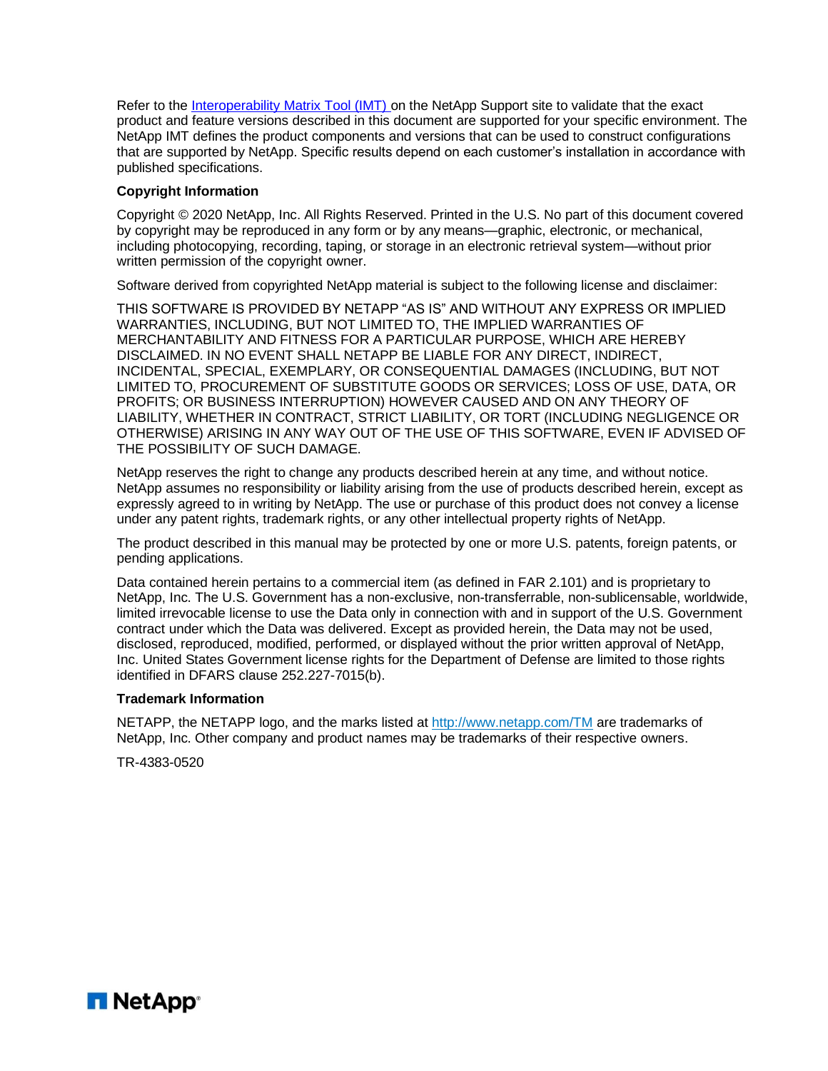Refer to the [Interoperability Matrix Tool (IMT)](Interoperability Matrix Tool (IMT)) on the NetApp Support site to validate that the exact product and feature versions described in this document are supported for your specific environment. The NetApp IMT defines the product components and versions that can be used to construct configurations that are supported by NetApp. Specific results depend on each customer's installation in accordance with published specifications.

**Copyright Information**

Copyright © 2020 NetApp, Inc. All Rights Reserved. Printed in the U.S. No part of this document covered by copyright may be reproduced in any form or by any means—graphic, electronic, or mechanical, including photocopying, recording, taping, or storage in an electronic retrieval system—without prior written permission of the copyright owner.

Software derived from copyrighted NetApp material is subject to the following license and disclaimer:

THIS SOFTWARE IS PROVIDED BY NETAPP "AS IS" AND WITHOUT ANY EXPRESS OR IMPLIED WARRANTIES, INCLUDING, BUT NOT LIMITED TO, THE IMPLIED WARRANTIES OF MERCHANTABILITY AND FITNESS FOR A PARTICULAR PURPOSE, WHICH ARE HEREBY DISCLAIMED. IN NO EVENT SHALL NETAPP BE LIABLE FOR ANY DIRECT, INDIRECT, INCIDENTAL, SPECIAL, EXEMPLARY, OR CONSEQUENTIAL DAMAGES (INCLUDING, BUT NOT LIMITED TO, PROCUREMENT OF SUBSTITUTE GOODS OR SERVICES; LOSS OF USE, DATA, OR PROFITS; OR BUSINESS INTERRUPTION) HOWEVER CAUSED AND ON ANY THEORY OF LIABILITY, WHETHER IN CONTRACT, STRICT LIABILITY, OR TORT (INCLUDING NEGLIGENCE OR OTHERWISE) ARISING IN ANY WAY OUT OF THE USE OF THIS SOFTWARE, EVEN IF ADVISED OF THE POSSIBILITY OF SUCH DAMAGE.

NetApp reserves the right to change any products described herein at any time, and without notice. NetApp assumes no responsibility or liability arising from the use of products described herein, except as expressly agreed to in writing by NetApp. The use or purchase of this product does not convey a license under any patent rights, trademark rights, or any other intellectual property rights of NetApp.

The product described in this manual may be protected by one or more U.S. patents, foreign patents, or pending applications.

Data contained herein pertains to a commercial item (as defined in FAR 2.101) and is proprietary to NetApp, Inc. The U.S. Government has a non-exclusive, non-transferrable, non-sublicensable, worldwide, limited irrevocable license to use the Data only in connection with and in support of the U.S. Government contract under which the Data was delivered. Except as provided herein, the Data may not be used, disclosed, reproduced, modified, performed, or displayed without the prior written approval of NetApp, Inc. United States Government license rights for the Department of Defense are limited to those rights identified in DFARS clause 252.227-7015(b).

**Trademark Information**

NETAPP, the NETAPP logo, and the marks listed at http://www.netapp.com/TM are trademarks of NetApp, Inc. Other company and product names may be trademarks of their respective owners.

TR-4383-0520